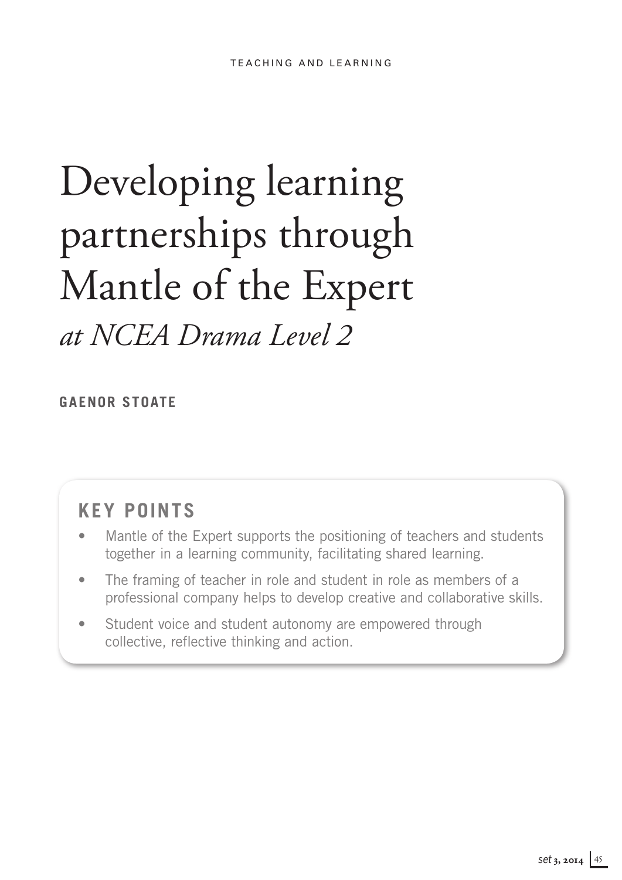# Developing learning partnerships through Mantle of the Expert *at NCEA Drama Level 2*

**GAENOR STOATE**

## KEY POINTS

- Mantle of the Expert supports the positioning of teachers and students together in a learning community, facilitating shared learning.
- The framing of teacher in role and student in role as members of a professional company helps to develop creative and collaborative skills.
- Student voice and student autonomy are empowered through collective, reflective thinking and action.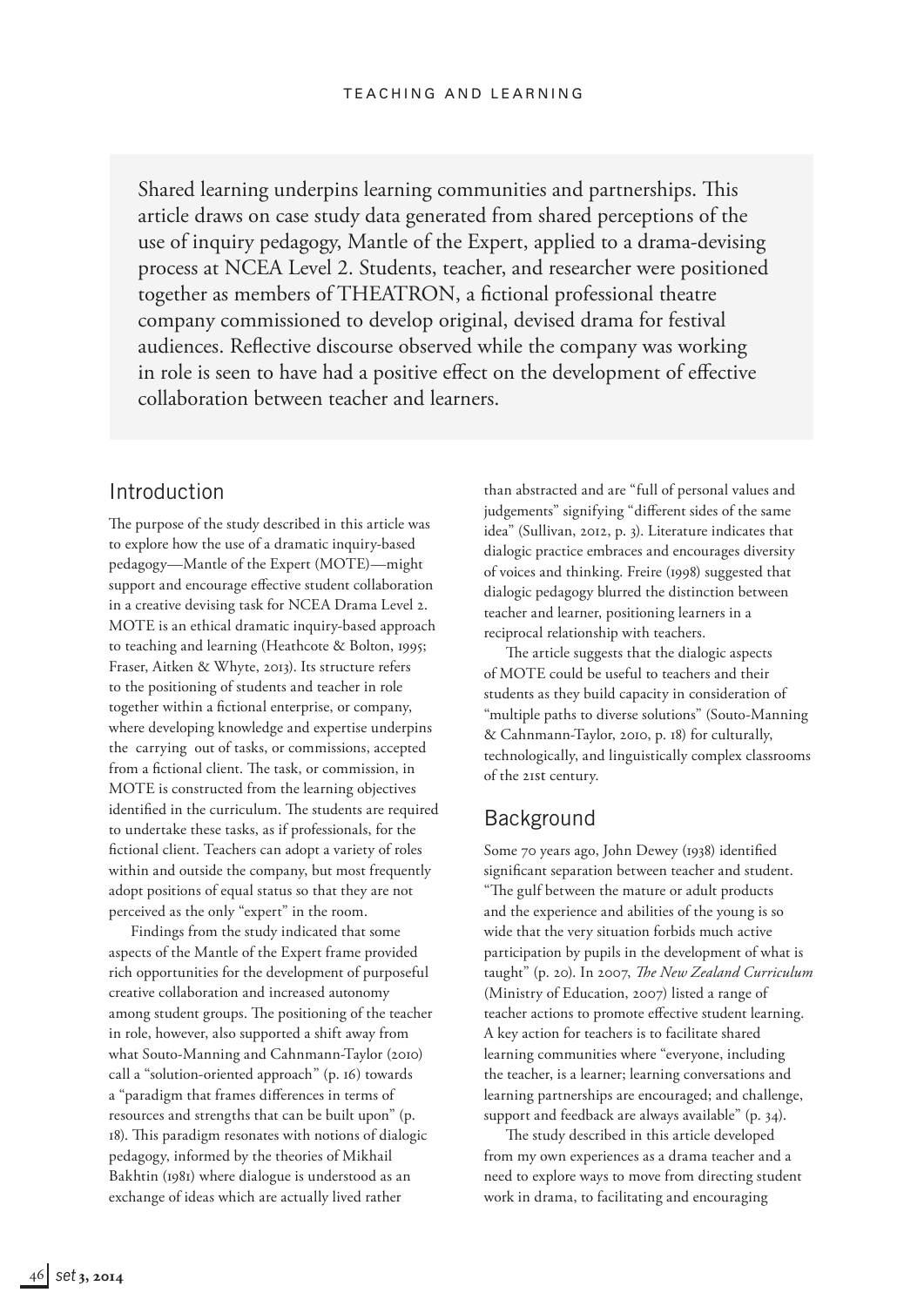Shared learning underpins learning communities and partnerships. This article draws on case study data generated from shared perceptions of the use of inquiry pedagogy, Mantle of the Expert, applied to a drama-devising process at NCEA Level 2. Students, teacher, and researcher were positioned together as members of THEATRON, a fictional professional theatre company commissioned to develop original, devised drama for festival audiences. Reflective discourse observed while the company was working in role is seen to have had a positive effect on the development of effective collaboration between teacher and learners.

## Introduction

The purpose of the study described in this article was to explore how the use of a dramatic inquiry-based pedagogy—Mantle of the Expert (MOTE)—might support and encourage effective student collaboration in a creative devising task for NCEA Drama Level 2. MOTE is an ethical dramatic inquiry-based approach to teaching and learning (Heathcote & Bolton, 1995; Fraser, Aitken & Whyte, 2013). Its structure refers to the positioning of students and teacher in role together within a fictional enterprise, or company, where developing knowledge and expertise underpins the carrying out of tasks, or commissions, accepted from a fictional client. The task, or commission, in MOTE is constructed from the learning objectives identified in the curriculum. The students are required to undertake these tasks, as if professionals, for the fictional client. Teachers can adopt a variety of roles within and outside the company, but most frequently adopt positions of equal status so that they are not perceived as the only "expert" in the room.

Findings from the study indicated that some aspects of the Mantle of the Expert frame provided rich opportunities for the development of purposeful creative collaboration and increased autonomy among student groups. The positioning of the teacher in role, however, also supported a shift away from what Souto-Manning and Cahnmann-Taylor (2010) call a "solution-oriented approach" (p. 16) towards a "paradigm that frames differences in terms of resources and strengths that can be built upon" (p. 18). This paradigm resonates with notions of dialogic pedagogy, informed by the theories of Mikhail Bakhtin (1981) where dialogue is understood as an exchange of ideas which are actually lived rather than abstracted and are "full of personal values and judgements" signifying "different sides of the same idea" (Sullivan, 2012, p. 3). Literature indicates that dialogic practice embraces and encourages diversity of voices and thinking. Freire (1998) suggested that dialogic pedagogy blurred the distinction between teacher and learner, positioning learners in a reciprocal relationship with teachers.

The article suggests that the dialogic aspects of MOTE could be useful to teachers and their students as they build capacity in consideration of "multiple paths to diverse solutions" (Souto-Manning & Cahnmann-Taylor, 2010, p. 18) for culturally, technologically, and linguistically complex classrooms of the 21st century.

## Background

Some 70 years ago, John Dewey (1938) identified significant separation between teacher and student. "The gulf between the mature or adult products and the experience and abilities of the young is so wide that the very situation forbids much active participation by pupils in the development of what is taught" (p. 20). In 2007, *The New Zealand Curriculum* (Ministry of Education, 2007) listed a range of teacher actions to promote effective student learning. A key action for teachers is to facilitate shared learning communities where "everyone, including the teacher, is a learner; learning conversations and learning partnerships are encouraged; and challenge, support and feedback are always available" (p. 34).

The study described in this article developed from my own experiences as a drama teacher and a need to explore ways to move from directing student work in drama, to facilitating and encouraging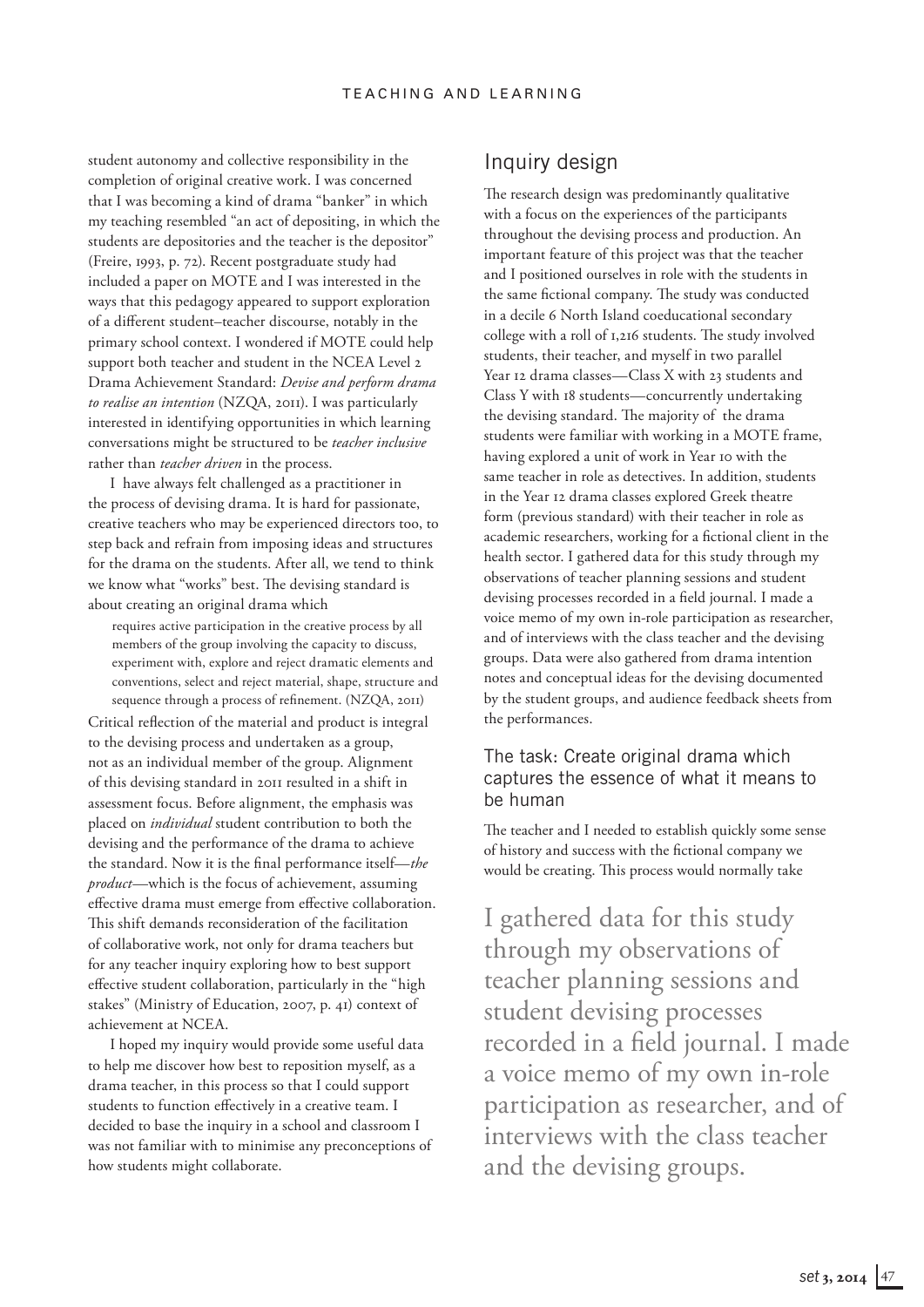student autonomy and collective responsibility in the completion of original creative work. I was concerned that I was becoming a kind of drama "banker" in which my teaching resembled "an act of depositing, in which the students are depositories and the teacher is the depositor" (Freire, 1993, p. 72). Recent postgraduate study had included a paper on MOTE and I was interested in the ways that this pedagogy appeared to support exploration of a different student–teacher discourse, notably in the primary school context. I wondered if MOTE could help support both teacher and student in the NCEA Level 2 Drama Achievement Standard: *Devise and perform drama to realise an intention* (NZQA, 2011). I was particularly interested in identifying opportunities in which learning conversations might be structured to be *teacher inclusive* rather than *teacher driven* in the process.

I have always felt challenged as a practitioner in the process of devising drama. It is hard for passionate, creative teachers who may be experienced directors too, to step back and refrain from imposing ideas and structures for the drama on the students. After all, we tend to think we know what "works" best. The devising standard is about creating an original drama which

> requires active participation in the creative process by all members of the group involving the capacity to discuss, experiment with, explore and reject dramatic elements and conventions, select and reject material, shape, structure and sequence through a process of refinement. (NZQA, 2011)

Critical reflection of the material and product is integral to the devising process and undertaken as a group, not as an individual member of the group. Alignment of this devising standard in 2011 resulted in a shift in assessment focus. Before alignment, the emphasis was placed on *individual* student contribution to both the devising and the performance of the drama to achieve the standard. Now it is the final performance itself—*the product*—which is the focus of achievement, assuming effective drama must emerge from effective collaboration. This shift demands reconsideration of the facilitation of collaborative work, not only for drama teachers but for any teacher inquiry exploring how to best support effective student collaboration, particularly in the "high stakes" (Ministry of Education, 2007, p. 41) context of achievement at NCEA.

I hoped my inquiry would provide some useful data to help me discover how best to reposition myself, as a drama teacher, in this process so that I could support students to function effectively in a creative team. I decided to base the inquiry in a school and classroom I was not familiar with to minimise any preconceptions of how students might collaborate.

## Inquiry design

The research design was predominantly qualitative with a focus on the experiences of the participants throughout the devising process and production. An important feature of this project was that the teacher and I positioned ourselves in role with the students in the same fictional company. The study was conducted in a decile 6 North Island coeducational secondary college with a roll of 1,216 students. The study involved students, their teacher, and myself in two parallel Year 12 drama classes—Class X with 23 students and Class Y with 18 students—concurrently undertaking the devising standard. The majority of the drama students were familiar with working in a MOTE frame, having explored a unit of work in Year 10 with the same teacher in role as detectives. In addition, students in the Year 12 drama classes explored Greek theatre form (previous standard) with their teacher in role as academic researchers, working for a fictional client in the health sector. I gathered data for this study through my observations of teacher planning sessions and student devising processes recorded in a field journal. I made a voice memo of my own in-role participation as researcher, and of interviews with the class teacher and the devising groups. Data were also gathered from drama intention notes and conceptual ideas for the devising documented by the student groups, and audience feedback sheets from the performances.

### The task: Create original drama which captures the essence of what it means to be human

The teacher and I needed to establish quickly some sense of history and success with the fictional company we would be creating. This process would normally take

> I gathered data for this study through my observations of teacher planning sessions and student devising processes recorded in a field journal. I made a voice memo of my own in-role participation as researcher, and of interviews with the class teacher and the devising groups.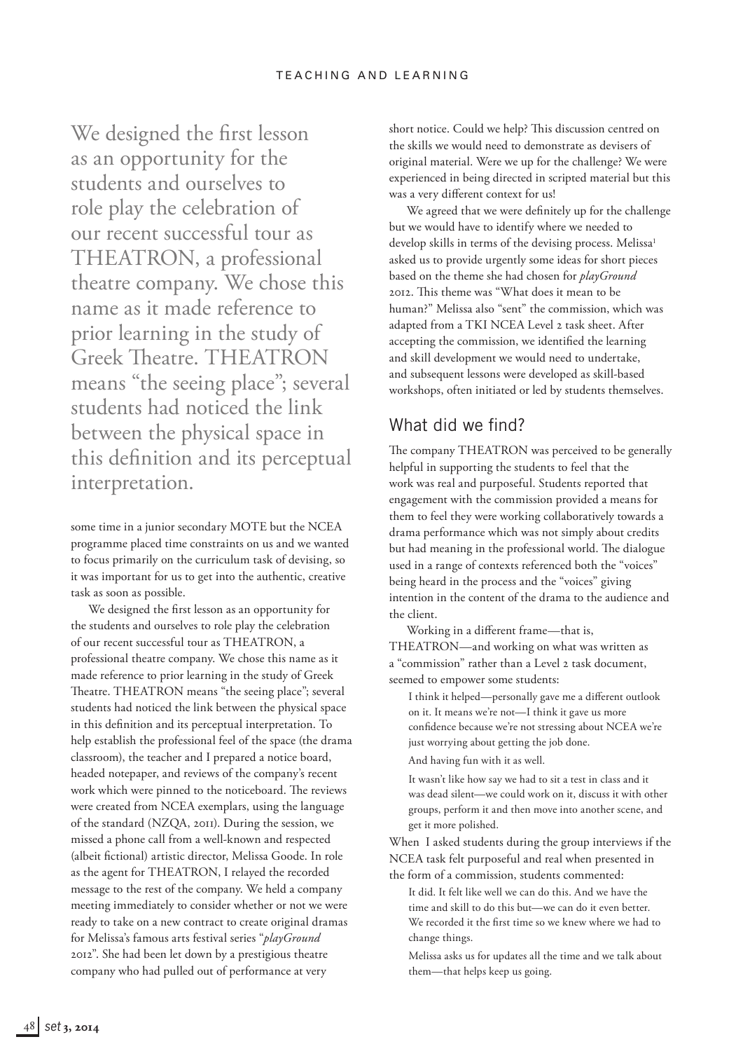some time in a junior secondary MOTE but the NCEA programme placed time constraints on us and we wanted to focus primarily on the curriculum task of devising, so it was important for us to get into the authentic, creative task as soon as possible.

We designed the first lesson as an opportunity for the students and ourselves to role play the celebration of our recent successful tour as THEATRON, a professional theatre company. We chose this name as it made reference to prior learning in the study of Greek Theatre. THEATRON means "the seeing place"; several students had noticed the link between the physical space in this definition and its perceptual interpretation. To help establish the professional feel of the space (the drama classroom), the teacher and I prepared a notice board, headed notepaper, and reviews of the company's recent work which were pinned to the noticeboard. The reviews were created from NCEA exemplars, using the language of the standard (NZQA, 2011). During the session, we missed a phone call from a well-known and respected (albeit fictional) artistic director, Melissa Goode. In role as the agent for THEATRON, I relayed the recorded message to the rest of the company. We held a company meeting immediately to consider whether or not we were ready to take on a new contract to create original dramas for Melissa's famous arts festival series "*playGround* 2012". She had been let down by a prestigious theatre company who had pulled out of performance at very short notice. Could we help? This discussion centred on the skills we would need to demonstrate as devisers of original material. Were we up for the challenge? We were experienced in being directed in scripted material but this was a very different context for us!

We agreed that we were definitely up for the challenge but we would have to identify where we needed to develop skills in terms of the devising process. Melissa[1] asked us to provide urgently some ideas for short pieces based on the theme she had chosen for *playGround* 2012. This theme was "What does it mean to be human?" Melissa also "sent" the commission, which was adapted from a TKI NCEA Level 2 task sheet. After accepting the commission, we identified the learning and skill development we would need to undertake, and subsequent lessons were developed as skill-based workshops, often initiated or led by students themselves.

> We designed the first lesson as an opportunity for the students and ourselves to role play the celebration of our recent successful tour as THEATRON, a professional theatre company. We chose this name as it made reference to prior learning in the study of Greek Theatre. THEATRON means "the seeing place"; several students had noticed the link between the physical space in this definition and its perceptual interpretation.

## What did we find?

The company THEATRON was perceived to be generally helpful in supporting the students to feel that the work was real and purposeful. Students reported that engagement with the commission provided a means for them to feel they were working collaboratively towards a drama performance which was not simply about credits but had meaning in the professional world. The dialogue used in a range of contexts referenced both the "voices" being heard in the process and the "voices" giving intention in the content of the drama to the audience and the client.

Working in a different frame—that is, THEATRON—and working on what was written as a "commission" rather than a Level 2 task document, seemed to empower some students:

> I think it helped—personally gave me a different outlook on it. It means we're not—I think it gave us more confidence because we're not stressing about NCEA we're just worrying about getting the job done.
>
> And having fun with it as well.
>
> It wasn't like how say we had to sit a test in class and it was dead silent—we could work on it, discuss it with other groups, perform it and then move into another scene, and get it more polished.

When I asked students during the group interviews if the NCEA task felt purposeful and real when presented in the form of a commission, students commented:

> It did. It felt like well we can do this. And we have the time and skill to do this but—we can do it even better. We recorded it the first time so we knew where we had to change things.
>
> Melissa asks us for updates all the time and we talk about them—that helps keep us going.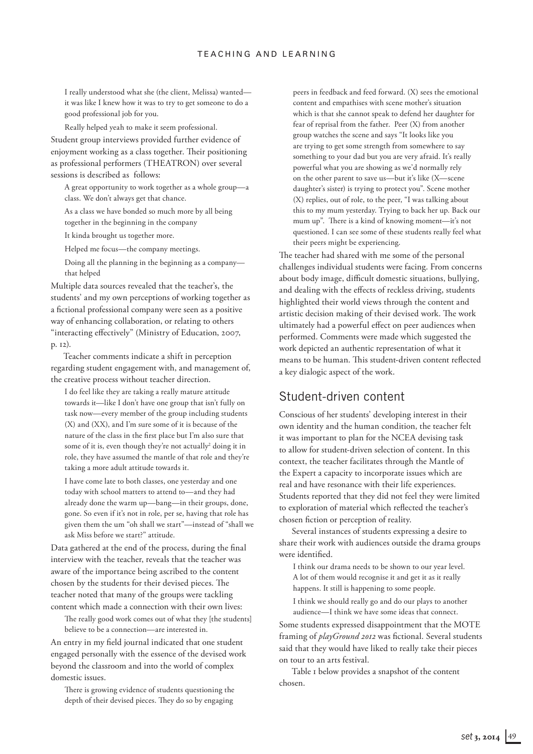> I really understood what she (the client, Melissa) wanted—it was like I knew how it was to try to get someone to do a good professional job for you.
>
> Really helped yeah to make it seem professional.

Student group interviews provided further evidence of enjoyment working as a class together. Their positioning as professional performers (THEATRON) over several sessions is described as follows:

> A great opportunity to work together as a whole group—a class. We don't always get that chance.
>
> As a class we have bonded so much more by all being together in the beginning in the company
>
> It kinda brought us together more.
>
> Helped me focus—the company meetings.
>
> Doing all the planning in the beginning as a company—that helped

Multiple data sources revealed that the teacher's, the students' and my own perceptions of working together as a fictional professional company were seen as a positive way of enhancing collaboration, or relating to others "interacting effectively" (Ministry of Education, 2007, p. 12).

Teacher comments indicate a shift in perception regarding student engagement with, and management of, the creative process without teacher direction.

> I do feel like they are taking a really mature attitude towards it—like I don't have one group that isn't fully on task now—every member of the group including students (X) and (XX), and I'm sure some of it is because of the nature of the class in the first place but I'm also sure that some of it is, even though they're not actually[2] doing it in role, they have assumed the mantle of that role and they're taking a more adult attitude towards it.
>
> I have come late to both classes, one yesterday and one today with school matters to attend to—and they had already done the warm up—bang—in their groups, done, gone. So even if it's not in role, per se, having that role has given them the um "oh shall we start"—instead of "shall we ask Miss before we start?" attitude.

Data gathered at the end of the process, during the final interview with the teacher, reveals that the teacher was aware of the importance being ascribed to the content chosen by the students for their devised pieces. The teacher noted that many of the groups were tackling content which made a connection with their own lives:

> The really good work comes out of what they [the students] believe to be a connection—are interested in.

An entry in my field journal indicated that one student engaged personally with the essence of the devised work beyond the classroom and into the world of complex domestic issues.

> There is growing evidence of students questioning the depth of their devised pieces. They do so by engaging peers in feedback and feed forward. (X) sees the emotional content and empathises with scene mother's situation which is that she cannot speak to defend her daughter for fear of reprisal from the father. Peer (X) from another group watches the scene and says "It looks like you are trying to get some strength from somewhere to say something to your dad but you are very afraid. It's really powerful what you are showing as we'd normally rely on the other parent to save us—but it's like (X—scene daughter's sister) is trying to protect you". Scene mother (X) replies, out of role, to the peer, "I was talking about this to my mum yesterday. Trying to back her up. Back our mum up". There is a kind of knowing moment—it's not questioned. I can see some of these students really feel what their peers might be experiencing.

The teacher had shared with me some of the personal challenges individual students were facing. From concerns about body image, difficult domestic situations, bullying, and dealing with the effects of reckless driving, students highlighted their world views through the content and artistic decision making of their devised work. The work ultimately had a powerful effect on peer audiences when performed. Comments were made which suggested the work depicted an authentic representation of what it means to be human. This student-driven content reflected a key dialogic aspect of the work.

## Student-driven content

Conscious of her students' developing interest in their own identity and the human condition, the teacher felt it was important to plan for the NCEA devising task to allow for student-driven selection of content. In this context, the teacher facilitates through the Mantle of the Expert a capacity to incorporate issues which are real and have resonance with their life experiences. Students reported that they did not feel they were limited to exploration of material which reflected the teacher's chosen fiction or perception of reality.

Several instances of students expressing a desire to share their work with audiences outside the drama groups were identified.

> I think our drama needs to be shown to our year level. A lot of them would recognise it and get it as it really happens. It still is happening to some people.
>
> I think we should really go and do our plays to another audience—I think we have some ideas that connect.

Some students expressed disappointment that the MOTE framing of *playGround 2012* was fictional. Several students said that they would have liked to really take their pieces on tour to an arts festival.

Table 1 below provides a snapshot of the content chosen.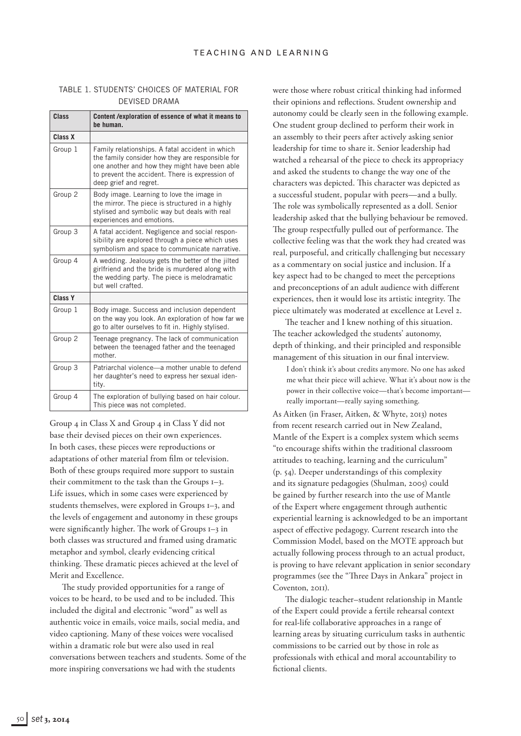TABLE 1. STUDENTS' CHOICES OF MATERIAL FOR DEVISED DRAMA

| Class | Content /exploration of essence of what it means to be human. |
|---|---|
| **Class X** | |
| Group 1 | Family relationships. A fatal accident in which the family consider how they are responsible for one another and how they might have been able to prevent the accident. There is expression of deep grief and regret. |
| Group 2 | Body image. Learning to love the image in the mirror. The piece is structured in a highly stylised and symbolic way but deals with real experiences and emotions. |
| Group 3 | A fatal accident. Negligence and social responsibility are explored through a piece which uses symbolism and space to communicate narrative. |
| Group 4 | A wedding. Jealousy gets the better of the jilted girlfriend and the bride is murdered along with the wedding party. The piece is melodramatic but well crafted. |
| **Class Y** | |
| Group 1 | Body image. Success and inclusion dependent on the way you look. An exploration of how far we go to alter ourselves to fit in. Highly stylised. |
| Group 2 | Teenage pregnancy. The lack of communication between the teenaged father and the teenaged mother. |
| Group 3 | Patriarchal violence—a mother unable to defend her daughter's need to express her sexual identity. |
| Group 4 | The exploration of bullying based on hair colour. This piece was not completed. |

Group 4 in Class X and Group 4 in Class Y did not base their devised pieces on their own experiences. In both cases, these pieces were reproductions or adaptations of other material from film or television. Both of these groups required more support to sustain their commitment to the task than the Groups 1–3. Life issues, which in some cases were experienced by students themselves, were explored in Groups 1–3, and the levels of engagement and autonomy in these groups were significantly higher. The work of Groups 1–3 in both classes was structured and framed using dramatic metaphor and symbol, clearly evidencing critical thinking. These dramatic pieces achieved at the level of Merit and Excellence.

The study provided opportunities for a range of voices to be heard, to be used and to be included. This included the digital and electronic "word" as well as authentic voice in emails, voice mails, social media, and video captioning. Many of these voices were vocalised within a dramatic role but were also used in real conversations between teachers and students. Some of the more inspiring conversations we had with the students were those where robust critical thinking had informed their opinions and reflections. Student ownership and autonomy could be clearly seen in the following example. One student group declined to perform their work in an assembly to their peers after actively asking senior leadership for time to share it. Senior leadership had watched a rehearsal of the piece to check its appropriacy and asked the students to change the way one of the characters was depicted. This character was depicted as a successful student, popular with peers—and a bully. The role was symbolically represented as a doll. Senior leadership asked that the bullying behaviour be removed. The group respectfully pulled out of performance. The collective feeling was that the work they had created was real, purposeful, and critically challenging but necessary as a commentary on social justice and inclusion. If a key aspect had to be changed to meet the perceptions and preconceptions of an adult audience with different experiences, then it would lose its artistic integrity. The piece ultimately was moderated at excellence at Level 2.

The teacher and I knew nothing of this situation. The teacher ackowledged the students' autonomy, depth of thinking, and their principled and responsible management of this situation in our final interview.

> I don't think it's about credits anymore. No one has asked me what their piece will achieve. What it's about now is the power in their collective voice—that's become important—really important—really saying something.

As Aitken (in Fraser, Aitken, & Whyte, 2013) notes from recent research carried out in New Zealand, Mantle of the Expert is a complex system which seems "to encourage shifts within the traditional classroom attitudes to teaching, learning and the curriculum" (p. 54). Deeper understandings of this complexity and its signature pedagogies (Shulman, 2005) could be gained by further research into the use of Mantle of the Expert where engagement through authentic experiential learning is acknowledged to be an important aspect of effective pedagogy. Current research into the Commission Model, based on the MOTE approach but actually following process through to an actual product, is proving to have relevant application in senior secondary programmes (see the "Three Days in Ankara" project in Coventon, 2011).

The dialogic teacher–student relationship in Mantle of the Expert could provide a fertile rehearsal context for real-life collaborative approaches in a range of learning areas by situating curriculum tasks in authentic commissions to be carried out by those in role as professionals with ethical and moral accountability to fictional clients.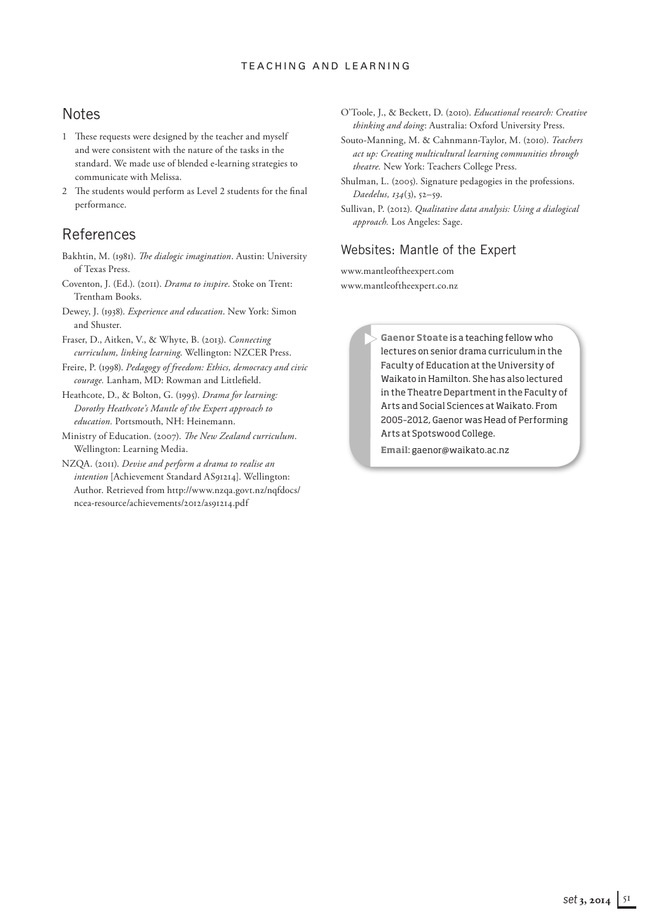## Notes

1. These requests were designed by the teacher and myself and were consistent with the nature of the tasks in the standard. We made use of blended e-learning strategies to communicate with Melissa.
2. The students would perform as Level 2 students for the final performance.

## References

Bakhtin, M. (1981). *The dialogic imagination*. Austin: University of Texas Press.

Coventon, J. (Ed.). (2011). *Drama to inspire*. Stoke on Trent: Trentham Books.

Dewey, J. (1938). *Experience and education*. New York: Simon and Shuster.

Fraser, D., Aitken, V., & Whyte, B. (2013). *Connecting curriculum, linking learning*. Wellington: NZCER Press.

Freire, P. (1998). *Pedagogy of freedom: Ethics, democracy and civic courage*. Lanham, MD: Rowman and Littlefield.

Heathcote, D., & Bolton, G. (1995). *Drama for learning: Dorothy Heathcote's Mantle of the Expert approach to education*. Portsmouth, NH: Heinemann.

Ministry of Education. (2007). *The New Zealand curriculum*. Wellington: Learning Media.

NZQA. (2011). *Devise and perform a drama to realise an intention* [Achievement Standard AS91214]. Wellington: Author. Retrieved from http://www.nzqa.govt.nz/nqfdocs/ncea-resource/achievements/2012/as91214.pdf

O'Toole, J., & Beckett, D. (2010). *Educational research: Creative thinking and doing*: Australia: Oxford University Press.

Souto-Manning, M. & Cahnmann-Taylor, M. (2010). *Teachers act up: Creating multicultural learning communities through theatre*. New York: Teachers College Press.

Shulman, L. (2005). Signature pedagogies in the professions. *Daedelus, 134*(3), 52–59.

Sullivan, P. (2012). *Qualitative data analysis: Using a dialogical approach*. Los Angeles: Sage.

## Websites: Mantle of the Expert

www.mantleoftheexpert.com

www.mantleoftheexpert.co.nz

**Gaenor Stoate** is a teaching fellow who lectures on senior drama curriculum in the Faculty of Education at the University of Waikato in Hamilton. She has also lectured in the Theatre Department in the Faculty of Arts and Social Sciences at Waikato. From 2005–2012, Gaenor was Head of Performing Arts at Spotswood College.

**Email**: gaenor@waikato.ac.nz